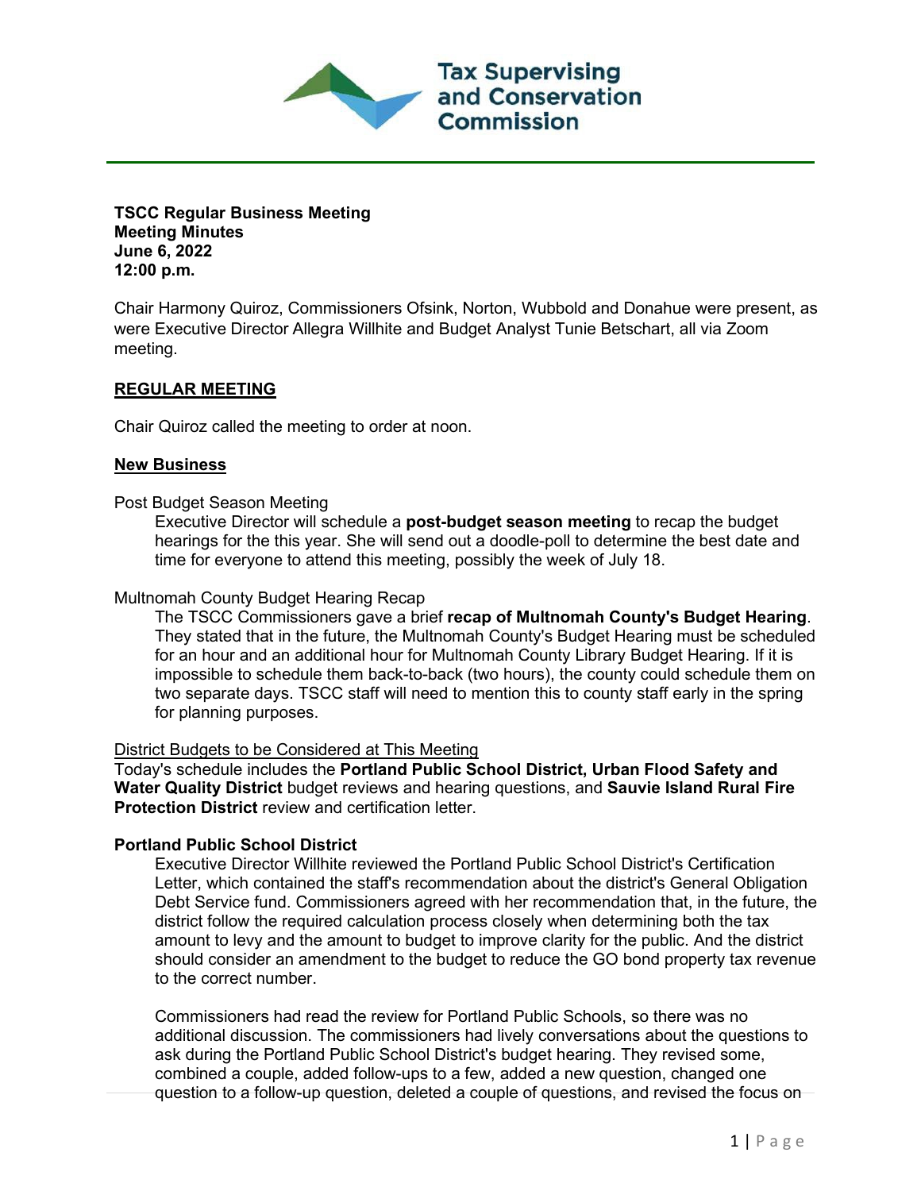Tax Supervising and Conservation Commission

**TSCC Regular Business Meeting**
**Meeting Minutes**
**June 6, 2022**
**12:00 p.m.**

Chair Harmony Quiroz, Commissioners Ofsink, Norton, Wubbold and Donahue were present, as were Executive Director Allegra Willhite and Budget Analyst Tunie Betschart, all via Zoom meeting.

## REGULAR MEETING

Chair Quiroz called the meeting to order at noon.

### New Business

Post Budget Season Meeting

Executive Director will schedule a **post-budget season meeting** to recap the budget hearings for the this year. She will send out a doodle-poll to determine the best date and time for everyone to attend this meeting, possibly the week of July 18.

Multnomah County Budget Hearing Recap

The TSCC Commissioners gave a brief **recap of Multnomah County's Budget Hearing**. They stated that in the future, the Multnomah County's Budget Hearing must be scheduled for an hour and an additional hour for Multnomah County Library Budget Hearing. If it is impossible to schedule them back-to-back (two hours), the county could schedule them on two separate days. TSCC staff will need to mention this to county staff early in the spring for planning purposes.

District Budgets to be Considered at This Meeting

Today's schedule includes the **Portland Public School District, Urban Flood Safety and Water Quality District** budget reviews and hearing questions, and **Sauvie Island Rural Fire Protection District** review and certification letter.

**Portland Public School District**

Executive Director Willhite reviewed the Portland Public School District's Certification Letter, which contained the staff's recommendation about the district's General Obligation Debt Service fund. Commissioners agreed with her recommendation that, in the future, the district follow the required calculation process closely when determining both the tax amount to levy and the amount to budget to improve clarity for the public. And the district should consider an amendment to the budget to reduce the GO bond property tax revenue to the correct number.

Commissioners had read the review for Portland Public Schools, so there was no additional discussion. The commissioners had lively conversations about the questions to ask during the Portland Public School District's budget hearing. They revised some, combined a couple, added follow-ups to a few, added a new question, changed one question to a follow-up question, deleted a couple of questions, and revised the focus on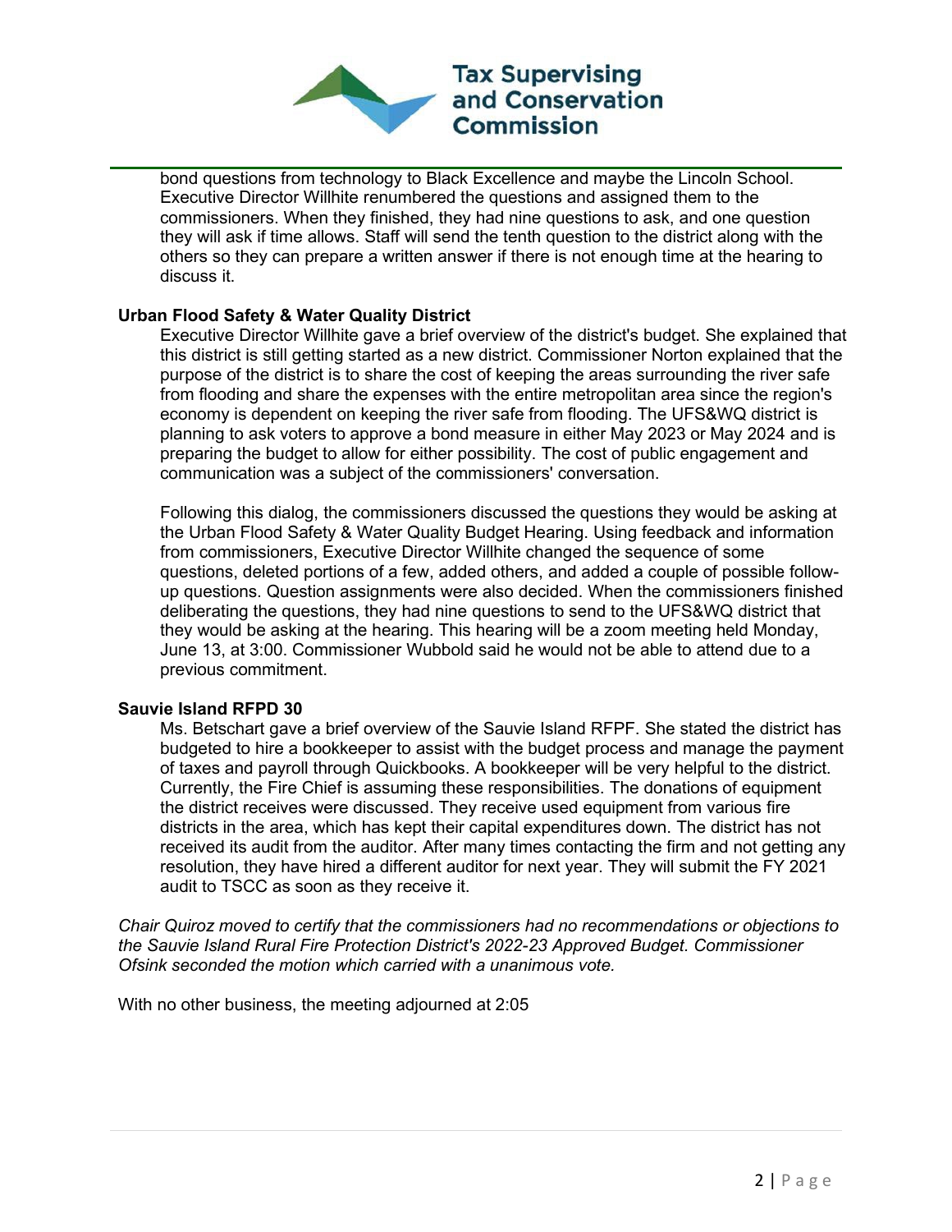bond questions from technology to Black Excellence and maybe the Lincoln School. Executive Director Willhite renumbered the questions and assigned them to the commissioners. When they finished, they had nine questions to ask, and one question they will ask if time allows. Staff will send the tenth question to the district along with the others so they can prepare a written answer if there is not enough time at the hearing to discuss it.

**Urban Flood Safety & Water Quality District**

Executive Director Willhite gave a brief overview of the district's budget. She explained that this district is still getting started as a new district. Commissioner Norton explained that the purpose of the district is to share the cost of keeping the areas surrounding the river safe from flooding and share the expenses with the entire metropolitan area since the region's economy is dependent on keeping the river safe from flooding. The UFS&WQ district is planning to ask voters to approve a bond measure in either May 2023 or May 2024 and is preparing the budget to allow for either possibility. The cost of public engagement and communication was a subject of the commissioners' conversation.

Following this dialog, the commissioners discussed the questions they would be asking at the Urban Flood Safety & Water Quality Budget Hearing. Using feedback and information from commissioners, Executive Director Willhite changed the sequence of some questions, deleted portions of a few, added others, and added a couple of possible follow-up questions. Question assignments were also decided. When the commissioners finished deliberating the questions, they had nine questions to send to the UFS&WQ district that they would be asking at the hearing. This hearing will be a zoom meeting held Monday, June 13, at 3:00. Commissioner Wubbold said he would not be able to attend due to a previous commitment.

**Sauvie Island RFPD 30**

Ms. Betschart gave a brief overview of the Sauvie Island RFPF. She stated the district has budgeted to hire a bookkeeper to assist with the budget process and manage the payment of taxes and payroll through Quickbooks. A bookkeeper will be very helpful to the district. Currently, the Fire Chief is assuming these responsibilities. The donations of equipment the district receives were discussed. They receive used equipment from various fire districts in the area, which has kept their capital expenditures down. The district has not received its audit from the auditor. After many times contacting the firm and not getting any resolution, they have hired a different auditor for next year. They will submit the FY 2021 audit to TSCC as soon as they receive it.

*Chair Quiroz moved to certify that the commissioners had no recommendations or objections to the Sauvie Island Rural Fire Protection District's 2022-23 Approved Budget. Commissioner Ofsink seconded the motion which carried with a unanimous vote.*

With no other business, the meeting adjourned at 2:05